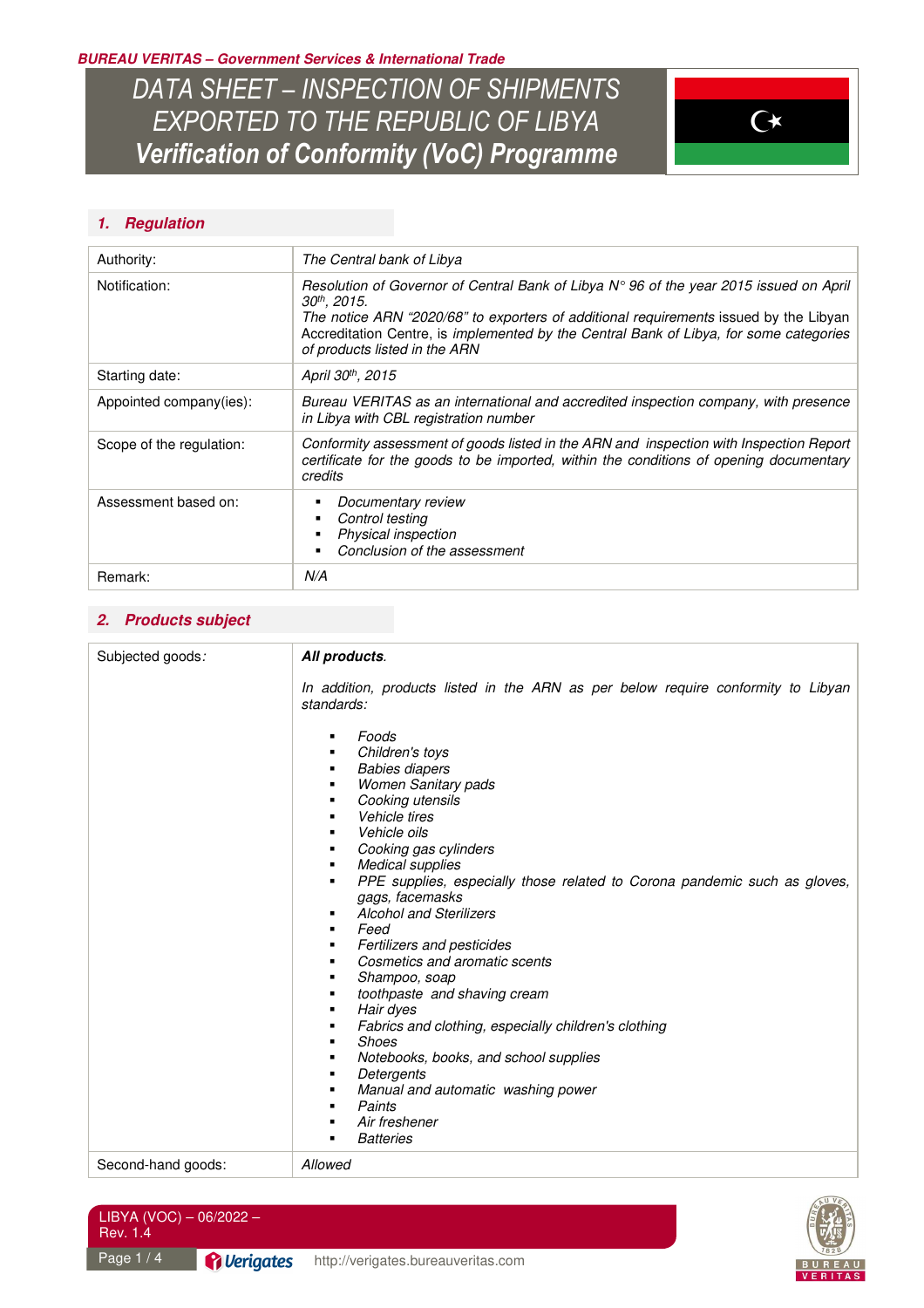**BUREAU VERITAS – Government Services & International Trade**

# DATA SHEET – INSPECTION OF SHIPMENTS EXPORTED TO THE REPUBLIC OF LIBYA
# Verification of Conformity (VoC) Programme

## 1. Regulation

| | |
|---|---|
| Authority: | *The Central bank of Libya* |
| Notification: | *Resolution of Governor of Central Bank of Libya N° 96 of the year 2015 issued on April 30th, 2015.* *The notice ARN "2020/68" to exporters of additional requirements* issued by the Libyan Accreditation Centre, is *implemented by the Central Bank of Libya, for some categories of products listed in the ARN* |
| Starting date: | *April 30th, 2015* |
| Appointed company(ies): | *Bureau VERITAS as an international and accredited inspection company, with presence in Libya with CBL registration number* |
| Scope of the regulation: | *Conformity assessment of goods listed in the ARN and inspection with Inspection Report certificate for the goods to be imported, within the conditions of opening documentary credits* |
| Assessment based on: | ▪ *Documentary review* <br> ▪ *Control testing* <br> ▪ *Physical inspection* <br> ▪ *Conclusion of the assessment* |
| Remark: | *N/A* |

## 2. Products subject

| | |
|---|---|
| Subjected goods*:* | ***All products****.* <br><br> *In addition, products listed in the ARN as per below require conformity to Libyan standards:* <br><br> ▪ *Foods* <br> ▪ *Children's toys* <br> ▪ *Babies diapers* <br> ▪ *Women Sanitary pads* <br> ▪ *Cooking utensils* <br> ▪ *Vehicle tires* <br> ▪ *Vehicle oils* <br> ▪ *Cooking gas cylinders* <br> ▪ *Medical supplies* <br> ▪ *PPE supplies, especially those related to Corona pandemic such as gloves, gags, facemasks* <br> ▪ *Alcohol and Sterilizers* <br> ▪ *Feed* <br> ▪ *Fertilizers and pesticides* <br> ▪ *Cosmetics and aromatic scents* <br> ▪ *Shampoo, soap* <br> ▪ *toothpaste and shaving cream* <br> ▪ *Hair dyes* <br> ▪ *Fabrics and clothing, especially children's clothing* <br> ▪ *Shoes* <br> ▪ *Notebooks, books, and school supplies* <br> ▪ *Detergents* <br> ▪ *Manual and automatic washing power* <br> ▪ *Paints* <br> ▪ *Air freshener* <br> ▪ *Batteries* |
| Second-hand goods: | *Allowed* |

LIBYA (VOC) – 06/2022 – Rev. 1.4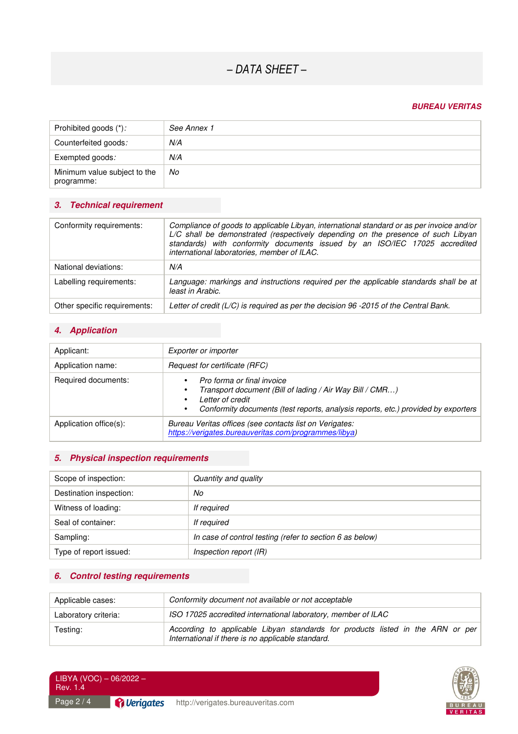# – DATA SHEET –

**BUREAU VERITAS**

| | |
|---|---|
| Prohibited goods (*): | *See Annex 1* |
| Counterfeited goods: | *N/A* |
| Exempted goods: | *N/A* |
| Minimum value subject to the programme: | *No* |

## 3. Technical requirement

| | |
|---|---|
| Conformity requirements: | *Compliance of goods to applicable Libyan, international standard or as per invoice and/or L/C shall be demonstrated (respectively depending on the presence of such Libyan standards) with conformity documents issued by an ISO/IEC 17025 accredited international laboratories, member of ILAC.* |
| National deviations: | *N/A* |
| Labelling requirements: | *Language: markings and instructions required per the applicable standards shall be at least in Arabic.* |
| Other specific requirements: | *Letter of credit (L/C) is required as per the decision 96 -2015 of the Central Bank.* |

## 4. Application

| | |
|---|---|
| Applicant: | *Exporter or importer* |
| Application name: | *Request for certificate (RFC)* |
| Required documents: | • *Pro forma or final invoice* <br> • *Transport document (Bill of lading / Air Way Bill / CMR…)* <br> • *Letter of credit* <br> • *Conformity documents (test reports, analysis reports, etc.) provided by exporters* |
| Application office(s): | *Bureau Veritas offices (see contacts list on Verigates: https://verigates.bureauveritas.com/programmes/libya)* |

## 5. Physical inspection requirements

| | |
|---|---|
| Scope of inspection: | *Quantity and quality* |
| Destination inspection: | *No* |
| Witness of loading: | *If required* |
| Seal of container: | *If required* |
| Sampling: | *In case of control testing (refer to section 6 as below)* |
| Type of report issued: | *Inspection report (IR)* |

## 6. Control testing requirements

| | |
|---|---|
| Applicable cases: | *Conformity document not available or not acceptable* |
| Laboratory criteria: | *ISO 17025 accredited international laboratory, member of ILAC* |
| Testing: | *According to applicable Libyan standards for products listed in the ARN or per International if there is no applicable standard.* |

LIBYA (VOC) – 06/2022 – Rev. 1.4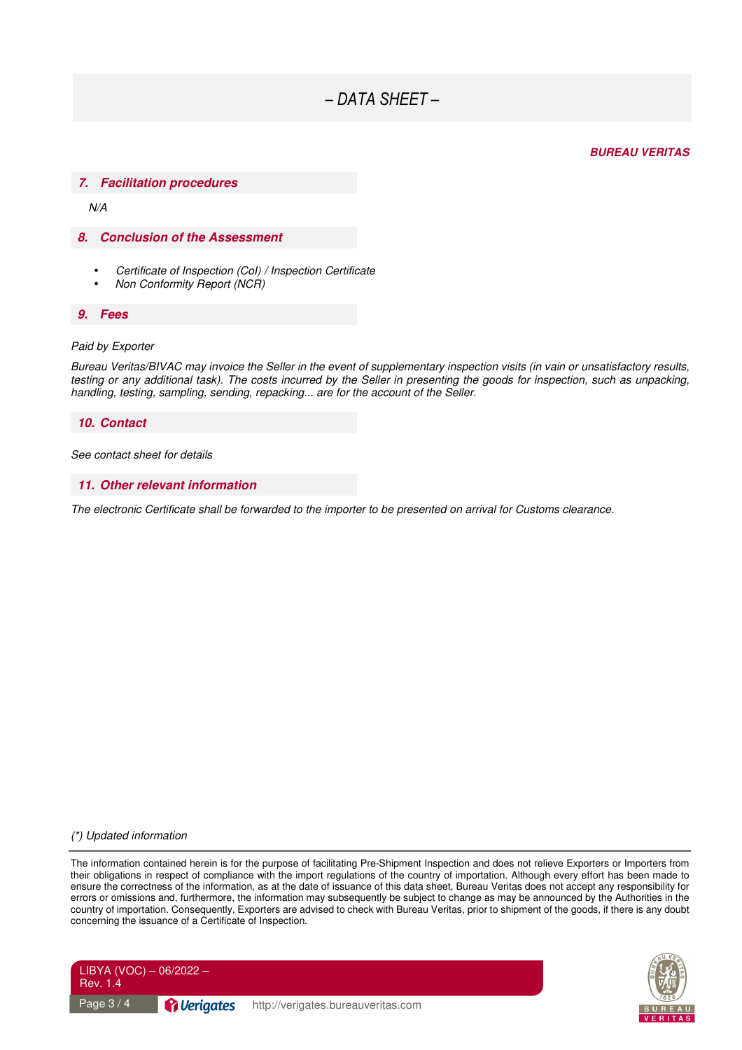*– DATA SHEET –*

***BUREAU VERITAS***

## *7. Facilitation procedures*

*N/A*

## *8. Conclusion of the Assessment*

- *Certificate of Inspection (CoI) / Inspection Certificate*
- *Non Conformity Report (NCR)*

## *9. Fees*

*Paid by Exporter*

*Bureau Veritas/BIVAC may invoice the Seller in the event of supplementary inspection visits (in vain or unsatisfactory results, testing or any additional task). The costs incurred by the Seller in presenting the goods for inspection, such as unpacking, handling, testing, sampling, sending, repacking... are for the account of the Seller.*

## *10. Contact*

*See contact sheet for details*

## *11. Other relevant information*

*The electronic Certificate shall be forwarded to the importer to be presented on arrival for Customs clearance.*

*(\*) Updated information*

The information contained herein is for the purpose of facilitating Pre-Shipment Inspection and does not relieve Exporters or Importers from their obligations in respect of compliance with the import regulations of the country of importation. Although every effort has been made to ensure the correctness of the information, as at the date of issuance of this data sheet, Bureau Veritas does not accept any responsibility for errors or omissions and, furthermore, the information may subsequently be subject to change as may be announced by the Authorities in the country of importation. Consequently, Exporters are advised to check with Bureau Veritas, prior to shipment of the goods, if there is any doubt concerning the issuance of a Certificate of Inspection.

LIBYA (VOC) – 06/2022 – Rev. 1.4

http://verigates.bureauveritas.com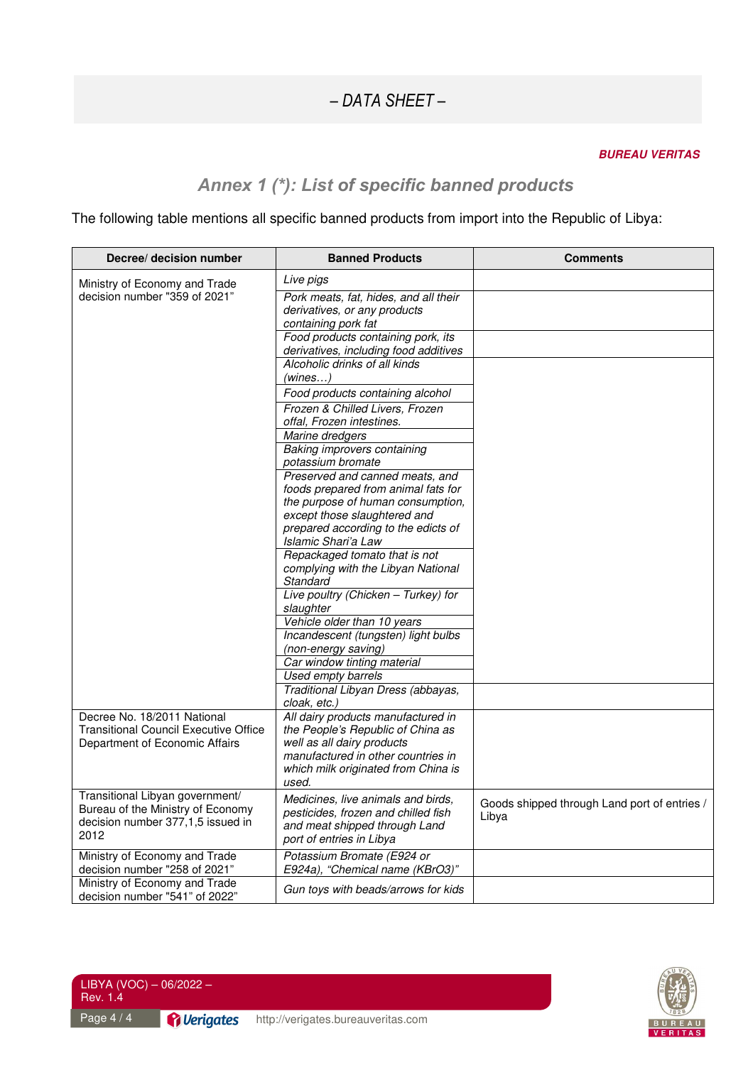# – DATA SHEET –

***BUREAU VERITAS***

## *Annex 1 (\*): List of specific banned products*

The following table mentions all specific banned products from import into the Republic of Libya:

| Decree/ decision number | Banned Products | Comments |
|---|---|---|
| Ministry of Economy and Trade decision number "359 of 2021" | *Live pigs* | |
| | *Pork meats, fat, hides, and all their derivatives, or any products containing pork fat* | |
| | *Food products containing pork, its derivatives, including food additives* | |
| | *Alcoholic drinks of all kinds (wines…)* | |
| | *Food products containing alcohol* | |
| | *Frozen & Chilled Livers, Frozen offal, Frozen intestines.* | |
| | *Marine dredgers* | |
| | *Baking improvers containing potassium bromate* | |
| | *Preserved and canned meats, and foods prepared from animal fats for the purpose of human consumption, except those slaughtered and prepared according to the edicts of Islamic Shari'a Law* | |
| | *Repackaged tomato that is not complying with the Libyan National Standard* | |
| | *Live poultry (Chicken – Turkey) for slaughter* | |
| | *Vehicle older than 10 years* | |
| | *Incandescent (tungsten) light bulbs (non-energy saving)* | |
| | *Car window tinting material* | |
| | *Used empty barrels* | |
| | *Traditional Libyan Dress (abbayas, cloak, etc.)* | |
| Decree No. 18/2011 National Transitional Council Executive Office Department of Economic Affairs | *All dairy products manufactured in the People's Republic of China as well as all dairy products manufactured in other countries in which milk originated from China is used.* | |
| Transitional Libyan government/ Bureau of the Ministry of Economy decision number 377,1,5 issued in 2012 | *Medicines, live animals and birds, pesticides, frozen and chilled fish and meat shipped through Land port of entries in Libya* | Goods shipped through Land port of entries / Libya |
| Ministry of Economy and Trade decision number "258 of 2021" | *Potassium Bromate (E924 or E924a), "Chemical name (KBrO3)"* | |
| Ministry of Economy and Trade decision number "541" of 2022" | *Gun toys with beads/arrows for kids* | |